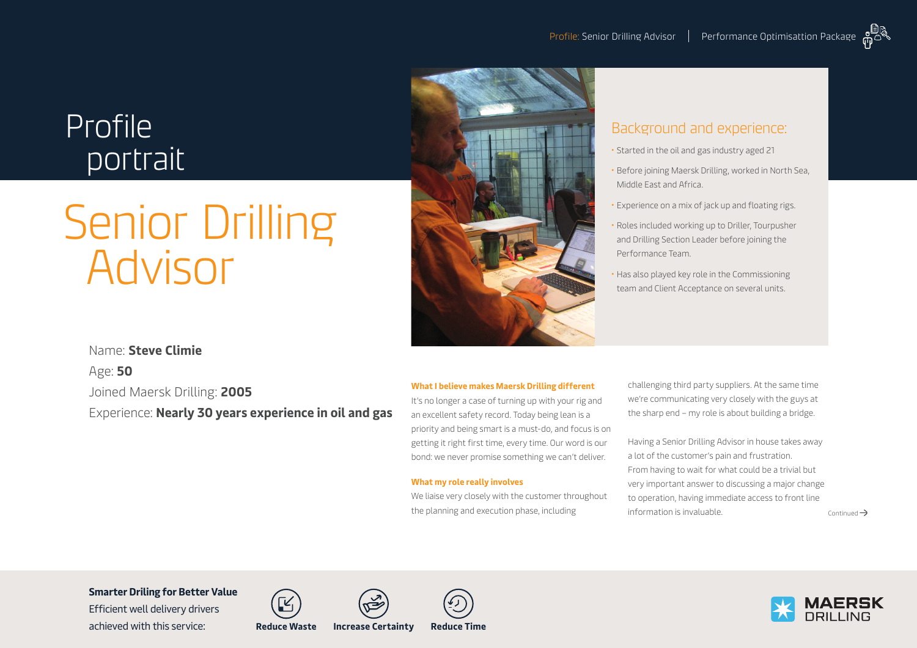# Profile portrait

# Senior Drilling Advisor

Name: **Steve Climie**

Age: **50**

Joined Maersk Drilling: **2005**

Experience: **Nearly 30 years experience in oil and gas**

## Background and experience:

- Started in the oil and gas industry aged 21
- Before joining Maersk Drilling, worked in North Sea, Middle East and Africa.
- Experience on a mix of jack up and floating rigs.
- Roles included working up to Driller, Tourpusher and Drilling Section Leader before joining the Performance Team.
- Has also played key role in the Commissioning team and Client Acceptance on several units.

**What I believe makes Maersk Drilling different**

It's no longer a case of turning up with your rig and an excellent safety record. Today being lean is a priority and being smart is a must-do, and focus is on getting it right first time, every time. Our word is our bond: we never promise something we can't deliver.

**What my role really involves**

We liaise very closely with the customer throughout the planning and execution phase, including challenging third party suppliers. At the same time we're communicating very closely with the guys at the sharp end – my role is about building a bridge.

Having a Senior Drilling Advisor in house takes away a lot of the customer's pain and frustration. From having to wait for what could be a trivial but very important answer to discussing a major change to operation, having immediate access to front line information is invaluable.

Continued →

**Smarter Driling for Better Value**

Efficient well delivery drivers achieved with this service:

**Reduce Waste** **Increase Certainty** **Reduce Time**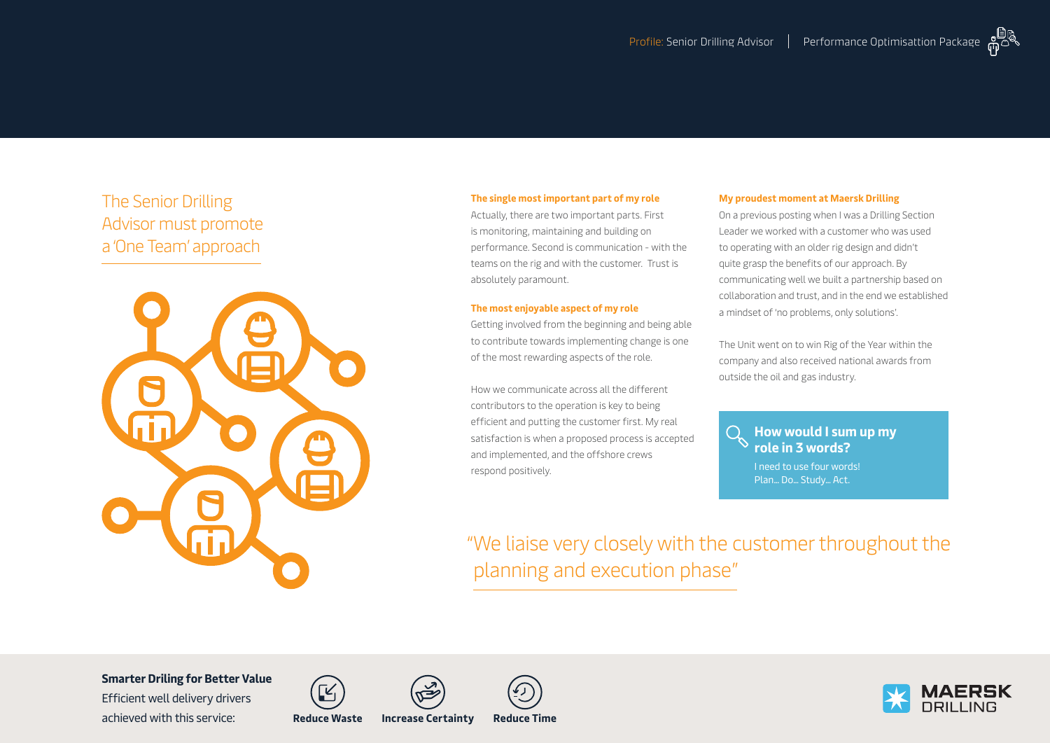## The Senior Drilling Advisor must promote a 'One Team' approach

**The single most important part of my role**

Actually, there are two important parts. First is monitoring, maintaining and building on performance. Second is communication - with the teams on the rig and with the customer. Trust is absolutely paramount.

**The most enjoyable aspect of my role**

Getting involved from the beginning and being able to contribute towards implementing change is one of the most rewarding aspects of the role.

How we communicate across all the different contributors to the operation is key to being efficient and putting the customer first. My real satisfaction is when a proposed process is accepted and implemented, and the offshore crews respond positively.

**My proudest moment at Maersk Drilling**

On a previous posting when I was a Drilling Section Leader we worked with a customer who was used to operating with an older rig design and didn't quite grasp the benefits of our approach. By communicating well we built a partnership based on collaboration and trust, and in the end we established a mindset of 'no problems, only solutions'.

The Unit went on to win Rig of the Year within the company and also received national awards from outside the oil and gas industry.

**How would I sum up my role in 3 words?**

I need to use four words!
Plan... Do... Study... Act.

"We liaise very closely with the customer throughout the planning and execution phase"

**Smarter Driling for Better Value**

Efficient well delivery drivers achieved with this service:

**Reduce Waste** **Increase Certainty** **Reduce Time**